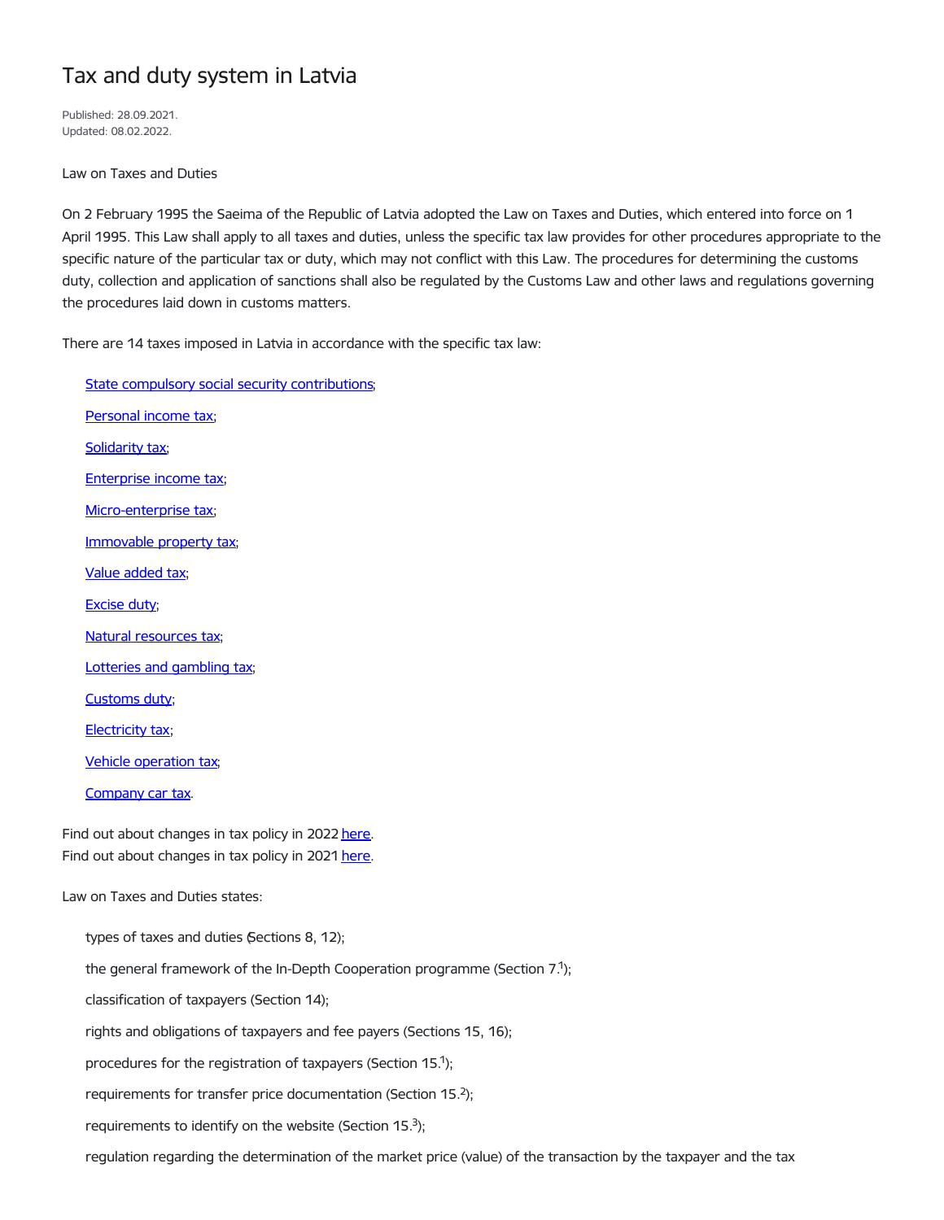# Tax and duty system in Latvia

Published: 28.09.2021.
Updated: 08.02.2022.

Law on Taxes and Duties

On 2 February 1995 the Saeima of the Republic of Latvia adopted the Law on Taxes and Duties, which entered into force on 1 April 1995. This Law shall apply to all taxes and duties, unless the specific tax law provides for other procedures appropriate to the specific nature of the particular tax or duty, which may not conflict with this Law. The procedures for determining the customs duty, collection and application of sanctions shall also be regulated by the Customs Law and other laws and regulations governing the procedures laid down in customs matters.

There are 14 taxes imposed in Latvia in accordance with the specific tax law:

- State compulsory social security contributions;
- Personal income tax;
- Solidarity tax;
- Enterprise income tax;
- Micro-enterprise tax;
- Immovable property tax;
- Value added tax;
- Excise duty;
- Natural resources tax;
- Lotteries and gambling tax;
- Customs duty;
- Electricity tax;
- Vehicle operation tax;
- Company car tax.

Find out about changes in tax policy in 2022 here.
Find out about changes in tax policy in 2021 here.

Law on Taxes and Duties states:

- types of taxes and duties (Sections 8, 12);
- the general framework of the In-Depth Cooperation programme (Section 7.[1]);
- classification of taxpayers (Section 14);
- rights and obligations of taxpayers and fee payers (Sections 15, 16);
- procedures for the registration of taxpayers (Section 15.[1]);
- requirements for transfer price documentation (Section 15.[2]);
- requirements to identify on the website (Section 15.[3]);
- regulation regarding the determination of the market price (value) of the transaction by the taxpayer and the tax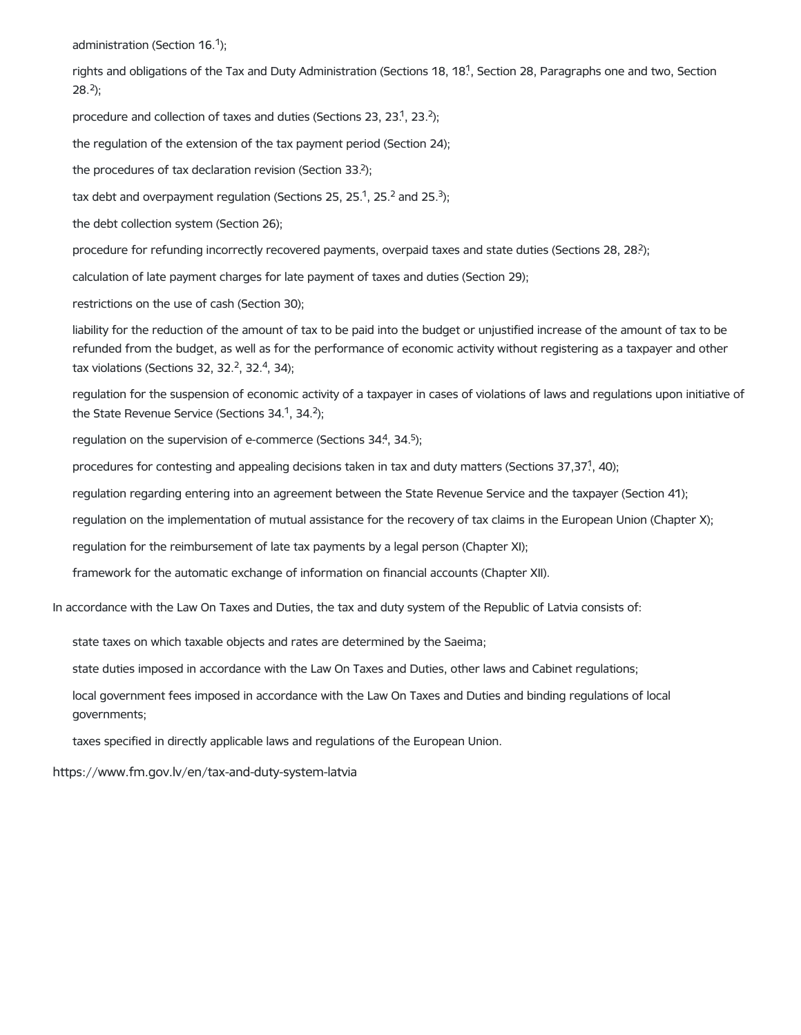- administration (Section 16.$^{1}$);
- rights and obligations of the Tax and Duty Administration (Sections 18, 18$^{1}$, Section 28, Paragraphs one and two, Section 28.$^{2}$);
- procedure and collection of taxes and duties (Sections 23, 23.$^{1}$, 23.$^{2}$);
- the regulation of the extension of the tax payment period (Section 24);
- the procedures of tax declaration revision (Section 33.$^{2}$);
- tax debt and overpayment regulation (Sections 25, 25.$^{1}$, 25.$^{2}$ and 25.$^{3}$);
- the debt collection system (Section 26);
- procedure for refunding incorrectly recovered payments, overpaid taxes and state duties (Sections 28, 28$^{2}$);
- calculation of late payment charges for late payment of taxes and duties (Section 29);
- restrictions on the use of cash (Section 30);
- liability for the reduction of the amount of tax to be paid into the budget or unjustified increase of the amount of tax to be refunded from the budget, as well as for the performance of economic activity without registering as a taxpayer and other tax violations (Sections 32, 32.$^{2}$, 32.$^{4}$, 34);
- regulation for the suspension of economic activity of a taxpayer in cases of violations of laws and regulations upon initiative of the State Revenue Service (Sections 34.$^{1}$, 34.$^{2}$);
- regulation on the supervision of e-commerce (Sections 34.$^{4}$, 34.$^{5}$);
- procedures for contesting and appealing decisions taken in tax and duty matters (Sections 37,37.$^{1}$, 40);
- regulation regarding entering into an agreement between the State Revenue Service and the taxpayer (Section 41);
- regulation on the implementation of mutual assistance for the recovery of tax claims in the European Union (Chapter X);
- regulation for the reimbursement of late tax payments by a legal person (Chapter XI);
- framework for the automatic exchange of information on financial accounts (Chapter XII).

In accordance with the Law On Taxes and Duties, the tax and duty system of the Republic of Latvia consists of:

- state taxes on which taxable objects and rates are determined by the Saeima;
- state duties imposed in accordance with the Law On Taxes and Duties, other laws and Cabinet regulations;
- local government fees imposed in accordance with the Law On Taxes and Duties and binding regulations of local governments;
- taxes specified in directly applicable laws and regulations of the European Union.

https://www.fm.gov.lv/en/tax-and-duty-system-latvia